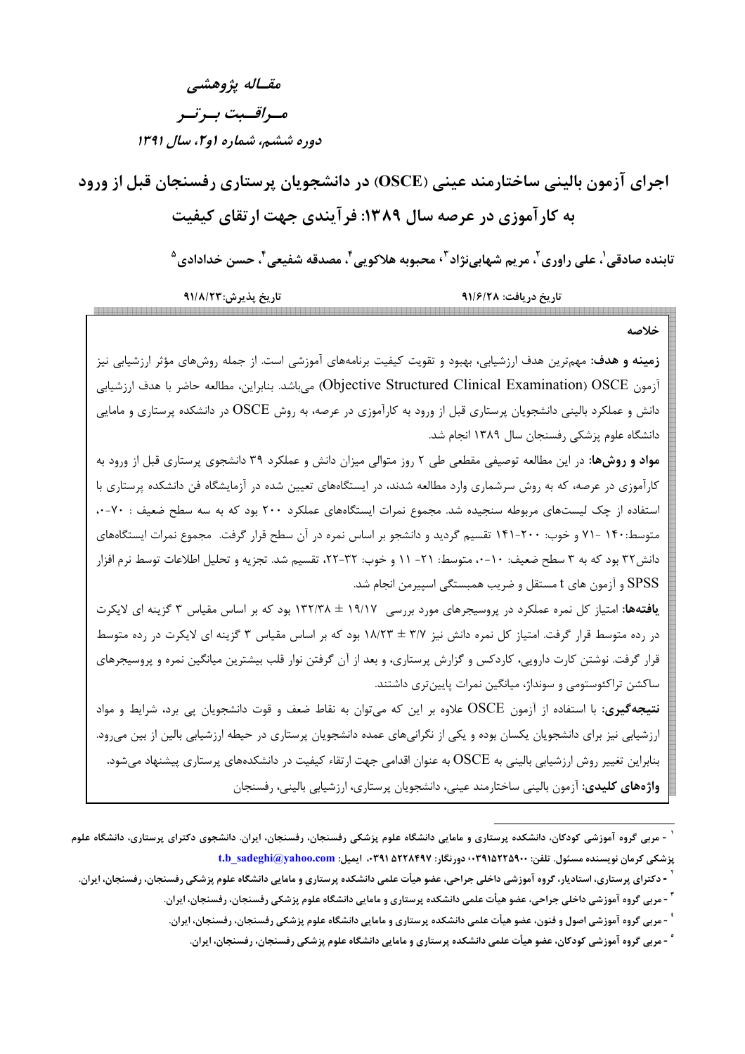مقـاله پژوهشی

مـراقــبت بــرتــر

دوره ششم، شماره ۱و۲، سال ۱۳۹۱

# اجرای آزمون بالینی ساختارمند عینی (OSCE) در دانشجویان پرستاری رفسنجان قبل از ورود به کارآموزی در عرصه سال ۱۳۸۹: فرآیندی جهت ارتقای کیفیت

تابنده صادقی[1]، علی راوری[2]، مریم شهابی‌نژاد[3]، محبوبه هلاکویی[4]، مصدقه شفیعی[4]، حسن خدادادی[5]

تاریخ دریافت: ۹۱/۶/۲۸ &nbsp;&nbsp;&nbsp;&nbsp;&nbsp;&nbsp;&nbsp;&nbsp; تاریخ پذیرش: ۹۱/۸/۲۳

## خلاصه

**زمینه و هدف:** مهم‌ترین هدف ارزشیابی، بهبود و تقویت کیفیت برنامه‌های آموزشی است. از جمله روش‌های مؤثر ارزشیابی نیز آزمون Objective Structured Clinical Examination) OSCE) می‌باشد. بنابراین، مطالعه حاضر با هدف ارزشیابی دانش و عملکرد بالینی دانشجویان پرستاری قبل از ورود به کارآموزی در عرصه، به روش OSCE در دانشکده پرستاری و مامایی دانشگاه علوم پزشکی رفسنجان سال ۱۳۸۹ انجام شد.

**مواد و روش‌ها:** در این مطالعه توصیفی مقطعی طی ۲ روز متوالی میزان دانش و عملکرد ۳۹ دانشجوی پرستاری قبل از ورود به کارآموزی در عرصه، که به روش سرشماری وارد مطالعه شدند، در ایستگاه‌های تعیین شده در آزمایشگاه فن دانشکده پرستاری با استفاده از چک لیست‌های مربوطه سنجیده شد. مجموع نمرات ایستگاه‌های عملکرد ۲۰۰ بود که به سه سطح ضعیف : ۷۰-۰، متوسط: ۱۴۰ -۷۱ و خوب: ۲۰۰-۱۴۱ تقسیم گردید و دانشجو بر اساس نمره در آن سطح قرار گرفت. مجموع نمرات ایستگاه‌های دانش۳۲ بود که به ۳ سطح ضعیف: ۱۰-۰، متوسط: ۲۱- ۱۱ و خوب: ۳۲-۲۲، تقسیم شد. تجزیه و تحلیل اطلاعات توسط نرم افزار SPSS و آزمون های t مستقل و ضریب همبستگی اسپیرمن انجام شد.

**یافته‌ها:** امتیاز کل نمره عملکرد در پروسیجرهای مورد بررسی ۱۹/۱۷ ± ۱۳۲/۳۸ بود که بر اساس مقیاس ۳ گزینه ای لایکرت در رده متوسط قرار گرفت. امتیاز کل نمره دانش نیز ۳/۷ ± ۱۸/۲۳ بود که بر اساس مقیاس ۳ گزینه ای لایکرت در رده متوسط قرار گرفت. نوشتن کارت دارویی، کاردکس و گزارش پرستاری، و بعد از آن گرفتن نوار قلب بیشترین میانگین نمره و پروسیجرهای ساکشن تراکئوستومی و سونداژ، میانگین نمرات پایین‌تری داشتند.

**نتیجه‌گیری:** با استفاده از آزمون OSCE علاوه بر این که می‌توان به نقاط ضعف و قوت دانشجویان پی برد، شرایط و مواد ارزشیابی نیز برای دانشجویان یکسان بوده و یکی از نگرانی‌های عمده دانشجویان پرستاری در حیطه ارزشیابی بالین از بین می‌رود. بنابراین تغییر روش ارزشیابی بالینی به OSCE به عنوان اقدامی جهت ارتقاء کیفیت در دانشکده‌های پرستاری پیشنهاد می‌شود.

**واژه‌های کلیدی:** آزمون بالینی ساختارمند عینی، دانشجویان پرستاری، ارزشیابی بالینی، رفسنجان

---

[1] - مربی گروه آموزشی کودکان، دانشکده پرستاری و مامایی دانشگاه علوم پزشکی رفسنجان، رفسنجان، ایران. دانشجوی دکترای پرستاری، دانشگاه علوم پزشکی کرمان نویسنده مسئول. تلفن: ۰۳۹۱۵۲۲۵۹۰۰ دورنگار: ۵۲۲۸۴۹۷ ۰۳۹۱، ایمیل: t.b_sadeghi@yahoo.com

[2] - دکترای پرستاری، استادیار، گروه آموزشی داخلی جراحی، عضو هیأت علمی دانشکده پرستاری و مامایی دانشگاه علوم پزشکی رفسنجان، رفسنجان، ایران.

[3] - مربی گروه آموزشی داخلی جراحی، عضو هیأت علمی دانشکده پرستاری و مامایی دانشگاه علوم پزشکی رفسنجان، رفسنجان، ایران.

[4] - مربی گروه آموزشی اصول و فنون، عضو هیأت علمی دانشکده پرستاری و مامایی دانشگاه علوم پزشکی رفسنجان، رفسنجان، ایران.

[5] - مربی گروه آموزشی کودکان، عضو هیأت علمی دانشکده پرستاری و مامایی دانشگاه علوم پزشکی رفسنجان، رفسنجان، ایران.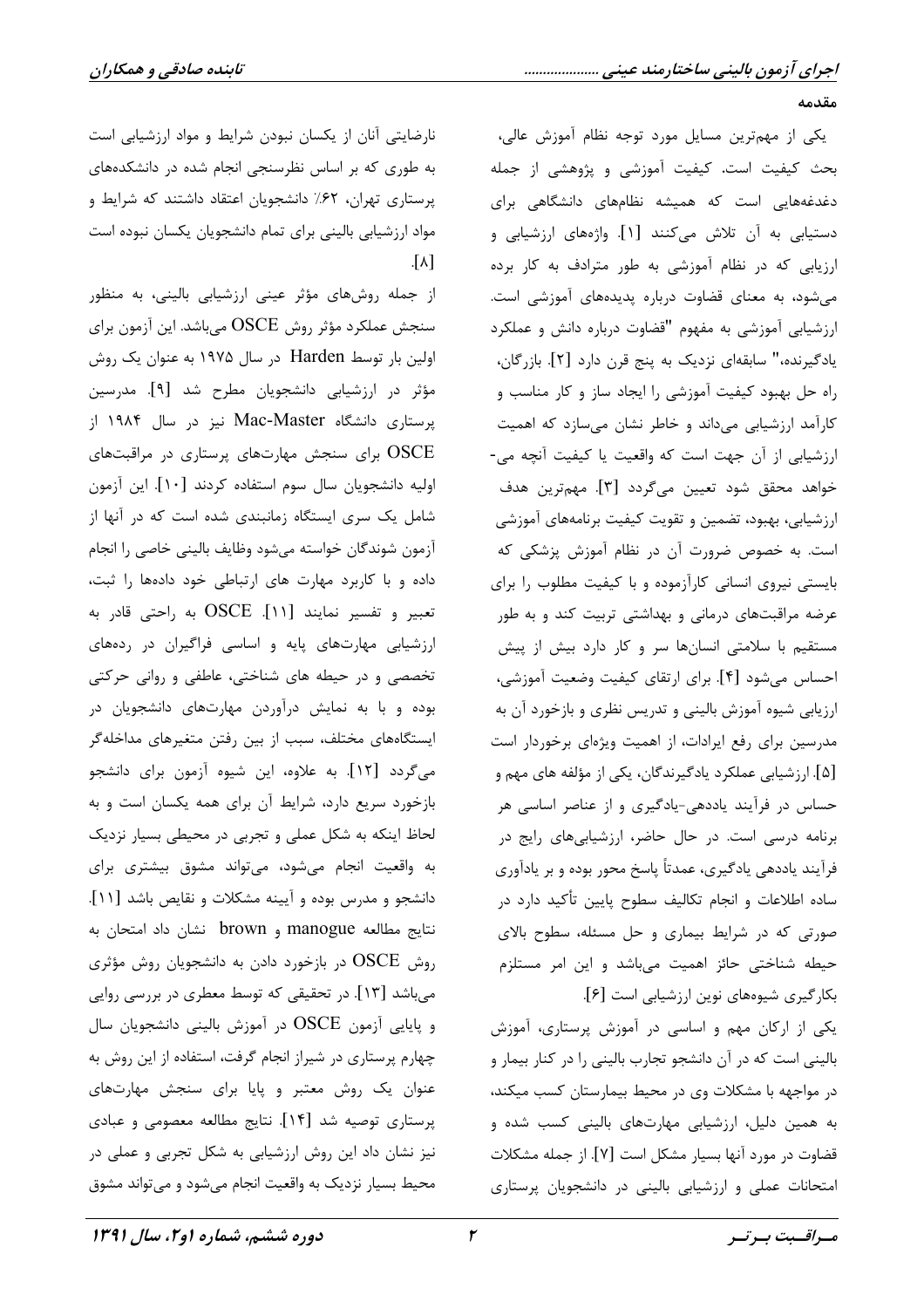## مقدمه

یکی از مهم‌ترین مسایل مورد توجه نظام آموزش عالی، بحث کیفیت است. کیفیت آموزشی و پژوهشی از جمله دغدغه‌هایی است که همیشه نظام‌های دانشگاهی برای دستیابی به آن تلاش می‌کنند [۱]. واژه‌های ارزشیابی و ارزیابی که در نظام آموزشی به طور مترادف به کار برده می‌شود، به معنای قضاوت درباره پدیده‌های آموزشی است. ارزشیابی آموزشی به مفهوم "قضاوت درباره دانش و عملکرد یادگیرنده،" سابقه‌ای نزدیک به پنج قرن دارد [۲]. بازرگان، راه حل بهبود کیفیت آموزشی را ایجاد ساز و کار مناسب و کارآمد ارزشیابی می‌داند و خاطر نشان می‌سازد که اهمیت ارزشیابی از آن جهت است که واقعیت یا کیفیت آنچه می‌خواهد محقق شود تعیین می‌گردد [۳]. مهم‌ترین هدف ارزشیابی، بهبود، تضمین و تقویت کیفیت برنامه‌های آموزشی است. به خصوص ضرورت آن در نظام آموزش پزشکی که بایستی نیروی انسانی کارآزموده و با کیفیت مطلوب را برای عرضه مراقبت‌های درمانی و بهداشتی تربیت کند و به طور مستقیم با سلامتی انسان‌ها سر و کار دارد بیش از پیش احساس می‌شود [۴]. برای ارتقای کیفیت وضعیت آموزشی، ارزیابی شیوه آموزش بالینی و تدریس نظری و بازخورد آن به مدرسین برای رفع ایرادات، از اهمیت ویژه‌ای برخوردار است [۵]. ارزشیابی عملکرد یادگیرندگان، یکی از مؤلفه های مهم و حساس در فرآیند یاددهی-یادگیری و از عناصر اساسی هر برنامه درسی است. در حال حاضر، ارزشیابی‌های رایج در فرآیند یاددهی یادگیری، عمدتاً پاسخ محور بوده و بر یادآوری ساده اطلاعات و انجام تکالیف سطوح پایین تأکید دارد در صورتی که در شرایط بیماری و حل مسئله، سطوح بالای حیطه شناختی حائز اهمیت می‌باشد و این امر مستلزم بکارگیری شیوه‌های نوین ارزشیابی است [۶].

یکی از ارکان مهم و اساسی در آموزش پرستاری، آموزش بالینی است که در آن دانشجو تجارب بالینی را در کنار بیمار و در مواجهه با مشکلات وی در محیط بیمارستان کسب میکند، به همین دلیل، ارزشیابی مهارت‌های بالینی کسب شده و قضاوت در مورد آنها بسیار مشکل است [۷]. از جمله مشکلات امتحانات عملی و ارزشیابی بالینی در دانشجویان پرستاری نارضایتی آنان از یکسان نبودن شرایط و مواد ارزشیابی است به طوری که بر اساس نظرسنجی انجام شده در دانشکده‌های پرستاری تهران، ۶۲٪ دانشجویان اعتقاد داشتند که شرایط و مواد ارزشیابی بالینی برای تمام دانشجویان یکسان نبوده است [۸].

از جمله روش‌های مؤثر عینی ارزشیابی بالینی، به منظور سنجش عملکرد مؤثر روش OSCE می‌باشد. این آزمون برای اولین بار توسط Harden در سال ۱۹۷۵ به عنوان یک روش مؤثر در ارزشیابی دانشجویان مطرح شد [۹]. مدرسین پرستاری دانشگاه Mac-Master نیز در سال ۱۹۸۴ از OSCE برای سنجش مهارت‌های پرستاری در مراقبت‌های اولیه دانشجویان سال سوم استفاده کردند [۱۰]. این آزمون شامل یک سری ایستگاه زمانبندی شده است که در آنها از آزمون شوندگان خواسته می‌شود وظایف بالینی خاصی را انجام داده و با کاربرد مهارت های ارتباطی خود داده‌ها را ثبت، تعبیر و تفسیر نمایند [۱۱]. OSCE به راحتی قادر به ارزشیابی مهارت‌های پایه و اساسی فراگیران در رده‌های تخصصی و در حیطه های شناختی، عاطفی و روانی حرکتی بوده و با به نمایش درآوردن مهارت‌های دانشجویان در ایستگاه‌های مختلف، سبب از بین رفتن متغیرهای مداخله‌گر می‌گردد [۱۲]. به علاوه، این شیوه آزمون برای دانشجو بازخورد سریع دارد، شرایط آن برای همه یکسان است و به لحاظ اینکه به شکل عملی و تجربی در محیطی بسیار نزدیک به واقعیت انجام می‌شود، می‌تواند مشوق بیشتری برای دانشجو و مدرس بوده و آیینه مشکلات و نقایص باشد [۱۱]. نتایج مطالعه manogue و brown نشان داد امتحان به روش OSCE در بازخورد دادن به دانشجویان روش مؤثری می‌باشد [۱۳]. در تحقیقی که توسط معطری در بررسی روایی و پایایی آزمون OSCE در آموزش بالینی دانشجویان سال چهارم پرستاری در شیراز انجام گرفت، استفاده از این روش به عنوان یک روش معتبر و پایا برای سنجش مهارت‌های پرستاری توصیه شد [۱۴]. نتایج مطالعه معصومی و عبادی نیز نشان داد این روش ارزشیابی به شکل تجربی و عملی در محیط بسیار نزدیک به واقعیت انجام می‌شود و می‌تواند مشوق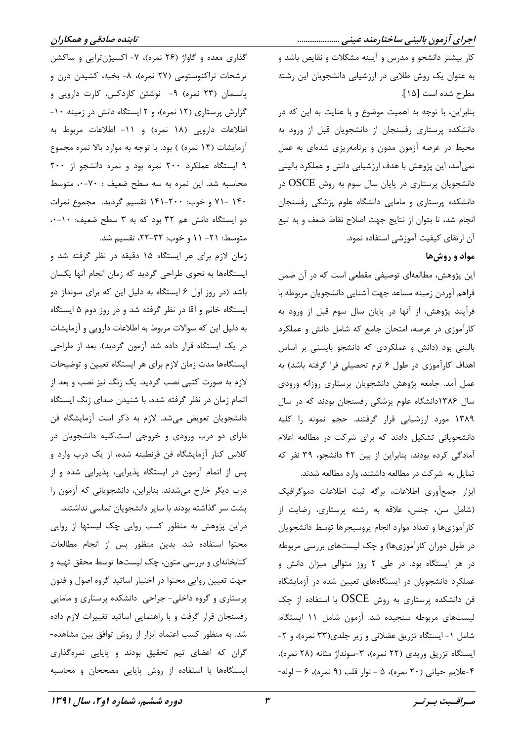کار بیشتر دانشجو و مدرس و آیینه مشکلات و نقایص باشد و به عنوان یک روش طلایی در ارزشیابی دانشجویان این رشته مطرح شده است [15].

بنابراین، با توجه به اهمیت موضوع و با عنایت به این که در دانشکده پرستاری رفسنجان از دانشجویان قبل از ورود به محیط در عرصه آزمون مدون و برنامه‌ریزی شده‌ای به عمل نمی‌آمد، این پژوهش با هدف ارزشیابی دانش و عملکرد بالینی دانشجویان پرستاری در پایان سال سوم به روش OSCE در دانشکده پرستاری و مامایی دانشگاه علوم پزشکی رفسنجان انجام شد، تا بتوان از نتایج جهت اصلاح نقاط ضعف و به تبع آن ارتقای کیفیت آموزشی استفاده نمود.

## مواد و روش‌ها

این پژوهش، مطالعه‌ای توصیفی مقطعی است که در آن ضمن فراهم آوردن زمینه مساعد جهت آشنایی دانشجویان مربوطه با فرآیند پژوهش، از آنها در پایان سال سوم قبل از ورود به کارآموزی در عرصه، امتحان جامع که شامل دانش و عملکرد بالینی بود (دانش و عملکردی که دانشجو بایستی بر اساس اهداف کارآموزی در طول ۶ ترم تحصیلی فرا گرفته باشد) به عمل آمد. جامعه پژوهش دانشجویان پرستاری روزانه ورودی سال ۱۳۸۶دانشگاه علوم پزشکی رفسنجان بودند که در سال ۱۳۸۹ مورد ارزشیابی قرار گرفتند. حجم نمونه را کلیه دانشجویانی تشکیل دادند که برای شرکت در مطالعه اعلام آمادگی کرده بودند، بنابراین از بین ۴۲ دانشجو، ۳۹ نفر که تمایل به شرکت در مطالعه داشتند، وارد مطالعه شدند.

ابزار جمع‌آوری اطلاعات، برگه ثبت اطلاعات دموگرافیک (شامل سن، جنس، علاقه به رشته پرستاری، رضایت از کارآموزی‌ها و تعداد موارد انجام پروسیجرها توسط دانشجویان در طول دوران کارآموزی‌ها) و چک لیست‌های بررسی مربوطه در هر ایستگاه بود. در طی ۲ روز متوالی میزان دانش و عملکرد دانشجویان در ایستگاه‌های تعیین شده در آزمایشگاه فن دانشکده پرستاری به روش OSCE با استفاده از چک لیست‌های مربوطه سنجیده شد. آزمون شامل ۱۱ ایستگاه: شامل ۱- ایستگاه تزریق عضلانی و زیر جلدی(۳۳ نمره)، و ۲- ایستگاه تزریق وریدی (۲۲ نمره)، ۳-سونداژ مثانه (۲۸ نمره)، ۴-علایم حیاتی (۲۰ نمره)، ۵ - نوار قلب (۹ نمره)، ۶ – لوله‌گذاری معده و گاواژ (۲۶ نمره)، ۷- اکسیژن‌تراپی و ساکشن ترشحات تراکنوستومی (۲۷ نمره)، ۸- بخیه، کشیدن درن و پانسمان (۲۳ نمره) ۹- نوشتن کاردکس، کارت دارویی و گزارش پرستاری (۱۲ نمره)، و ۲ ایستگاه دانش در زمینه ۱۰- اطلاعات دارویی (۱۸ نمره) و ۱۱- اطلاعات مربوط به آزمایشات (۱۴ نمره) ) بود. با توجه به موارد بالا نمره مجموع ۹ ایستگاه عملکرد ۲۰۰ نمره بود و نمره دانشجو از ۲۰۰ محاسبه شد. این نمره به سه سطح ضعیف : ۷۰-۰، متوسط ۱۴۰ -۷۱ و خوب: ۲۰۰-۱۴۱ تقسیم گردید. مجموع نمرات دو ایستگاه دانش هم ۳۲ بود که به ۳ سطح ضعیف: ۱۰-۰، متوسط: ۲۱- ۱۱ و خوب: ۳۲-۲۲، تقسیم شد.

زمان لازم برای هر ایستگاه ۱۵ دقیقه در نظر گرفته شد و ایستگاه‌ها به نحوی طراحی گردید که زمان انجام آنها یکسان باشد (در روز اول ۶ ایستگاه به دلیل این که برای سونداژ دو ایستگاه خانم و آقا در نظر گرفته شد و در روز دوم ۵ ایستگاه به دلیل این که سوالات مربوط به اطلاعات دارویی و آزمایشات در یک ایستگاه قرار داده شد آزمون گردید). بعد از طراحی ایستگاه‌ها مدت زمان لازم برای هر ایستگاه تعیین و توضیحات لازم به صورت کتبی نصب گردید. یک زنگ نیز نصب و بعد از اتمام زمان در نظر گرفته شده، با شنیدن صدای زنگ ایستگاه دانشجویان تعویض می‌شد. لازم به ذکر است آزمایشگاه فن دارای دو درب ورودی و خروجی است.کلیه دانشجویان در کلاس کنار آزمایشگاه فن قرنطینه شده، از یک درب وارد و پس از اتمام آزمون در ایستگاه پذیرایی، پذیرایی شده و از درب دیگر خارج می‌شدند. بنابراین، دانشجویانی که آزمون را پشت سر گذاشته بودند با سایر دانشجویان تماسی نداشتند.

دراین پژوهش به منظور کسب روایی چک لیستها از روایی محتوا استفاده شد. بدین منظور پس از انجام مطالعات کتابخانه‌ای و بررسی متون، چک لیست‌ها توسط محقق تهیه و جهت تعیین روایی محتوا در اختیار اساتید گروه اصول و فنون پرستاری و گروه داخلی- جراحی دانشکده پرستاری و مامایی رفسنجان قرار گرفت و با راهنمایی اساتید تغییرات لازم داده شد. به منظور کسب اعتماد ابزار از روش توافق بین مشاهده‌گران که اعضای تیم تحقیق بودند و پایایی نمره‌گذاری ایستگاه‌ها با استفاده از روش پایایی مصححان و محاسبه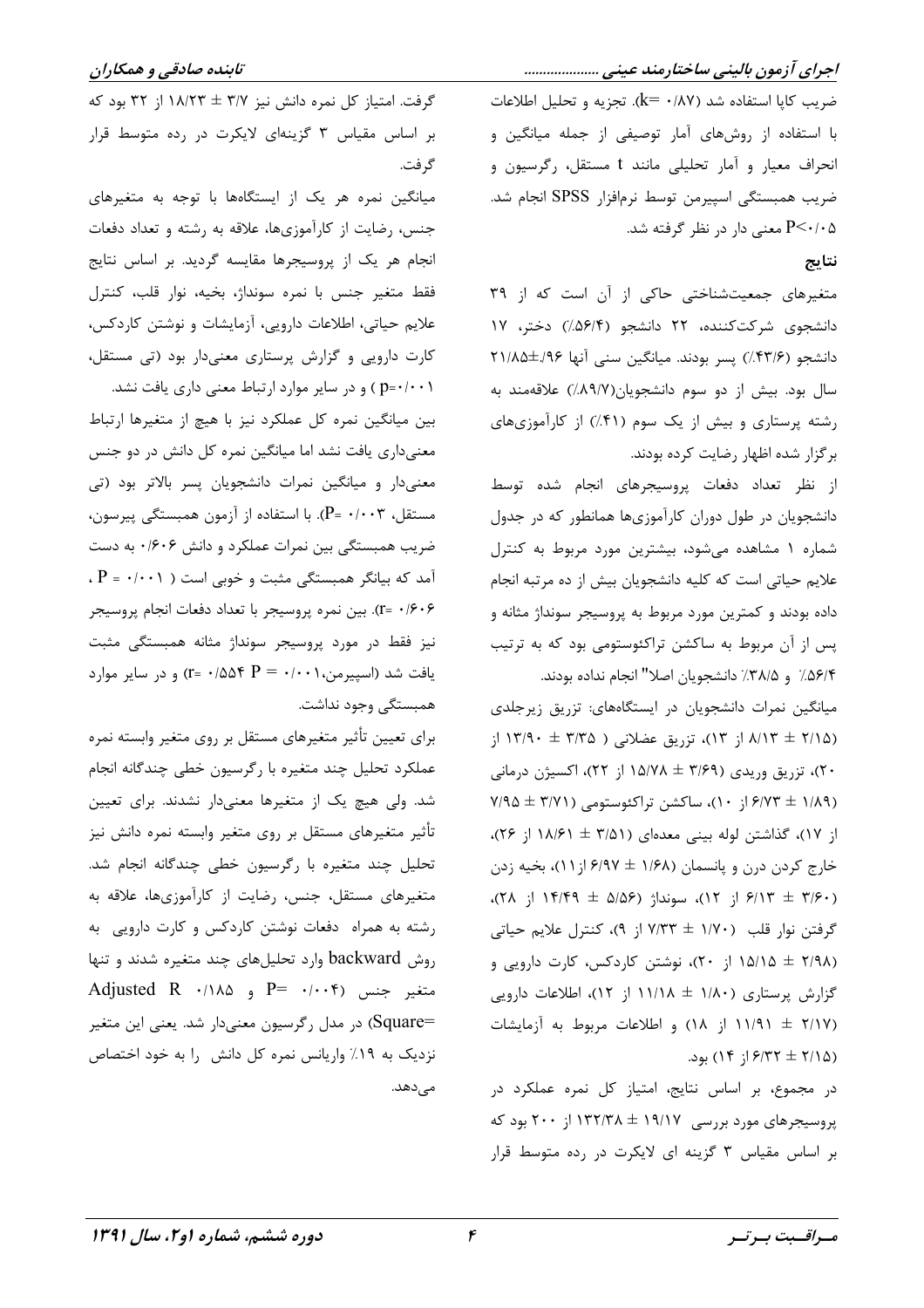ضریب کاپا استفاده شد (k= ۰/۸۷). تجزیه و تحلیل اطلاعات با استفاده از روش‌های آمار توصیفی از جمله میانگین و انحراف معیار و آمار تحلیلی مانند t مستقل، رگرسیون و ضریب همبستگی اسپیرمن توسط نرم‌افزار SPSS انجام شد. P<۰/۰۵ معنی دار در نظر گرفته شد.

## نتایج

متغیرهای جمعیت‌شناختی حاکی از آن است که از ۳۹ دانشجوی شرکت‌کننده، ۲۲ دانشجو (۵۶/۴٪) دختر، ۱۷ دانشجو (۴۳/۶٪) پسر بودند. میانگین سنی آنها ۹۶/. ±۲۱/۸۵ سال بود. بیش از دو سوم دانشجویان(۸۹/۷٪) علاقه‌مند به رشته پرستاری و بیش از یک سوم (۴۱٪) از کارآموزی‌های برگزار شده اظهار رضایت کرده بودند.

از نظر تعداد دفعات پروسیجرهای انجام شده توسط دانشجویان در طول دوران کارآموزی‌ها همانطور که در جدول شماره ۱ مشاهده می‌شود، بیشترین مورد مربوط به کنترل علایم حیاتی است که کلیه دانشجویان بیش از ده مرتبه انجام داده بودند و کمترین مورد مربوط به پروسیجر سونداژ مثانه و پس از آن مربوط به ساکشن تراکئوستومی بود که به ترتیب ۵۶/۴٪ و ۳۸/۵٪ دانشجویان اصلا" انجام نداده بودند.

میانگین نمرات دانشجویان در ایستگاه‌های: تزریق زیرجلدی (۲/۱۵ ± ۸/۱۳ از ۱۳)، تزریق عضلانی ( ۳/۳۵ ± ۱۳/۹۰ از ۲۰)، تزریق وریدی (۳/۶۹ ± ۱۵/۷۸ از ۲۲)، اکسیژن درمانی (۱/۸۹ ± ۶/۷۳ از ۱۰)، ساکشن تراکئوستومی (۳/۷۱ ± ۷/۹۵ از ۱۷)، گذاشتن لوله بینی معده‌ای (۳/۵۱ ± ۱۸/۶۱ از ۲۶)، خارج کردن درن و پانسمان (۱/۶۸ ± ۶/۹۷ از۱۱)، بخیه زدن (۳/۶۰ ± ۶/۱۳ از ۱۲)، سونداژ (۵/۵۶ ± ۱۴/۴۹ از ۲۸)، گرفتن نوار قلب (۱/۷۰ ± ۷/۳۳ از ۹)، کنترل علایم حیاتی (۲/۹۸ ± ۱۵/۱۵ از ۲۰)، نوشتن کاردکس، کارت دارویی و گزارش پرستاری (۱/۸۰ ± ۱۱/۱۸ از ۱۲)، اطلاعات دارویی (۲/۱۷ ± ۱۱/۹۱ از ۱۸) و اطلاعات مربوط به آزمایشات (۲/۱۵ ± ۶/۳۲ از ۱۴) بود.

در مجموع، بر اساس نتایج، امتیاز کل نمره عملکرد در پروسیجرهای مورد بررسی ۱۹/۱۷ ± ۱۳۲/۳۸ از ۲۰۰ بود که بر اساس مقیاس ۳ گزینه ای لایکرت در رده متوسط قرار گرفت. امتیاز کل نمره دانش نیز ۳/۷ ± ۱۸/۲۳ از ۳۲ بود که بر اساس مقیاس ۳ گزینه‌ای لایکرت در رده متوسط قرار گرفت.

میانگین نمره هر یک از ایستگاه‌ها با توجه به متغیرهای جنس، رضایت از کارآموزی‌ها، علاقه به رشته و تعداد دفعات انجام هر یک از پروسیجرها مقایسه گردید. بر اساس نتایج فقط متغیر جنس با نمره سونداژ، بخیه، نوار قلب، کنترل علایم حیاتی، اطلاعات دارویی، آزمایشات و نوشتن کاردکس، کارت دارویی و گزارش پرستاری معنی‌دار بود (تی مستقل، p=۰/۰۰۱ ) و در سایر موارد ارتباط معنی داری یافت نشد.

بین میانگین نمره کل عملکرد نیز با هیچ از متغیرها ارتباط معنی‌داری یافت نشد اما میانگین نمره کل دانش در دو جنس معنی‌دار و میانگین نمرات دانشجویان پسر بالاتر بود (تی مستقل، P= ۰/۰۰۳). با استفاده از آزمون همبستگی پیرسون، ضریب همبستگی بین نمرات عملکرد و دانش ۰/۶۰۶ به دست آمد که بیانگر همبستگی مثبت و خوبی است ( P = ۰/۰۰۱ ، r= ۰/۶۰۶). بین نمره پروسیجر با تعداد دفعات انجام پروسیجر نیز فقط در مورد پروسیجر سونداژ مثانه همبستگی مثبت یافت شد (اسپیرمن،P = ۰/۰۰۱ r= ۰/۵۵۴) و در سایر موارد همبستگی وجود نداشت.

برای تعیین تأثیر متغیرهای مستقل بر روی متغیر وابسته نمره عملکرد تحلیل چند متغیره با رگرسیون خطی چندگانه انجام شد. ولی هیچ یک از متغیرها معنی‌دار نشدند. برای تعیین تأثیر متغیرهای مستقل بر روی متغیر وابسته نمره دانش نیز تحلیل چند متغیره با رگرسیون خطی چندگانه انجام شد. متغیرهای مستقل، جنس، رضایت از کارآموزی‌ها، علاقه به رشته به همراه دفعات نوشتن کاردکس و کارت دارویی به روش backward وارد تحلیل‌های چند متغیره شدند و تنها متغیر جنس (P= ۰/۰۰۴ و Adjusted R ۰/۱۸۵ =Square) در مدل رگرسیون معنی‌دار شد. یعنی این متغیر نزدیک به ۱۹٪ واریانس نمره کل دانش را به خود اختصاص می‌دهد.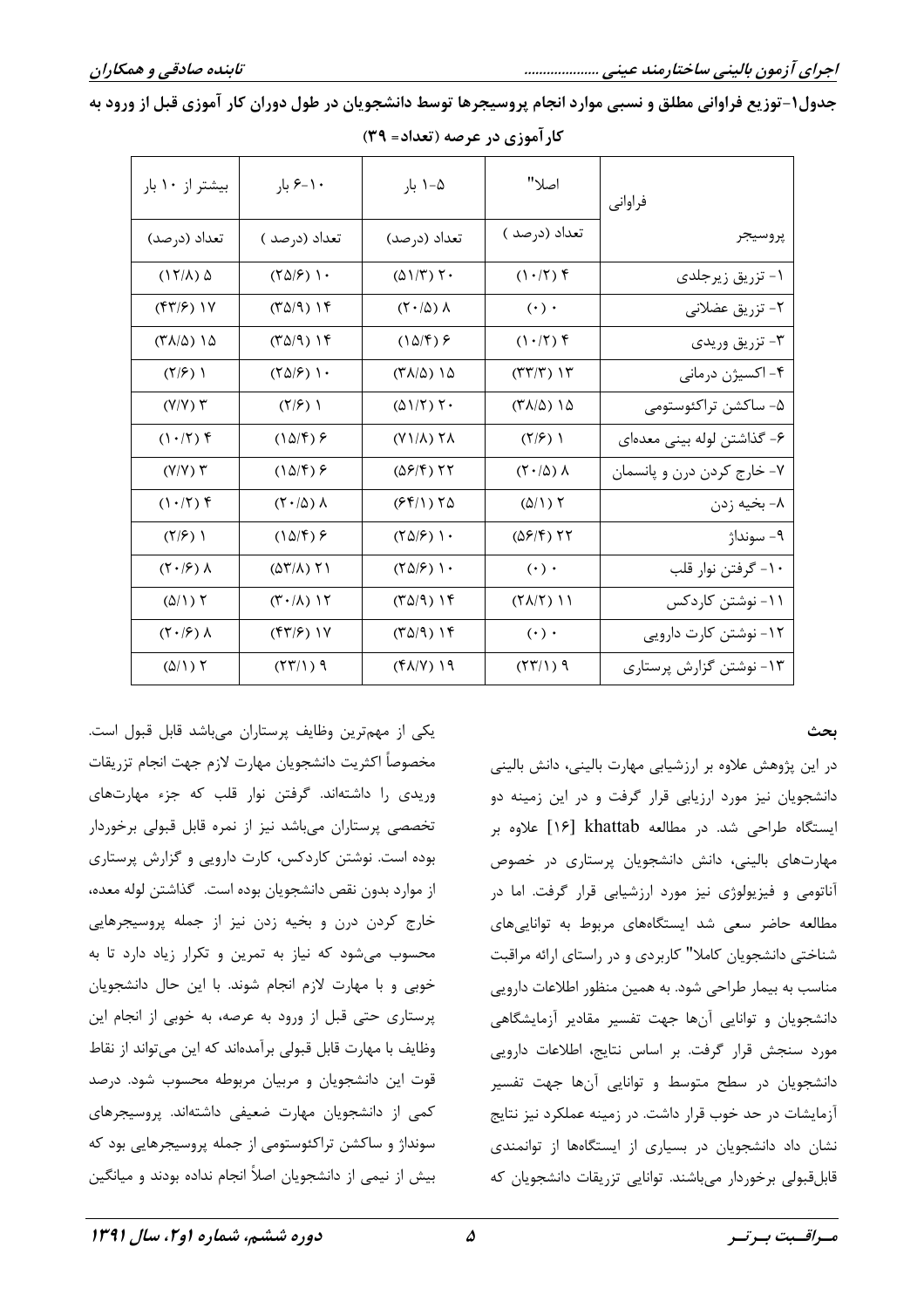جدول۱-توزیع فراوانی مطلق و نسبی موارد انجام پروسیجرها توسط دانشجویان در طول دوران کار آموزی قبل از ورود به کارآموزی در عرصه (تعداد= ۳۹)

| فراوانی / پروسیجر | اصلا" تعداد (درصد ) | ۵-۱ بار تعداد (درصد) | ۱۰-۶ بار تعداد (درصد ) | بیشتر از ۱۰ بار تعداد (درصد) |
|---|---|---|---|---|
| ۱- تزریق زیرجلدی | ۴ (۱۰/۲) | ۲۰ (۵۱/۳) | ۱۰ (۲۵/۶) | ۵ (۱۲/۸) |
| ۲- تزریق عضلانی | ۰ (۰) | ۸ (۲۰/۵) | ۱۴ (۳۵/۹) | ۱۷ (۴۳/۶) |
| ۳- تزریق وریدی | ۴ (۱۰/۲) | ۶ (۱۵/۴) | ۱۴ (۳۵/۹) | ۱۵ (۳۸/۵) |
| ۴- اکسیژن درمانی | ۱۳ (۳۳/۳) | ۱۵ (۳۸/۵) | ۱۰ (۲۵/۶) | ۱ (۲/۶) |
| ۵- ساکشن تراکئوستومی | ۱۵ (۳۸/۵) | ۲۰ (۵۱/۲) | ۱ (۲/۶) | ۳ (۷/۷) |
| ۶- گذاشتن لوله بینی معده‌ای | ۱ (۲/۶) | ۲۸ (۷۱/۸) | ۶ (۱۵/۴) | ۴ (۱۰/۲) |
| ۷- خارج کردن درن و پانسمان | ۸ (۲۰/۵) | ۲۲ (۵۶/۴) | ۶ (۱۵/۴) | ۳ (۷/۷) |
| ۸- بخیه زدن | ۲ (۵/۱) | ۲۵ (۶۴/۱) | ۸ (۲۰/۵) | ۴ (۱۰/۲) |
| ۹- سونداژ | ۲۲ (۵۶/۴) | ۱۰ (۲۵/۶) | ۶ (۱۵/۴) | ۱ (۲/۶) |
| ۱۰- گرفتن نوار قلب | ۰ (۰) | ۱۰ (۲۵/۶) | ۲۱ (۵۳/۸) | ۸ (۲۰/۶) |
| ۱۱- نوشتن کاردکس | ۱۱ (۲۸/۲) | ۱۴ (۳۵/۹) | ۱۲ (۳۰/۸) | ۲ (۵/۱) |
| ۱۲- نوشتن کارت دارویی | ۰ (۰) | ۱۴ (۳۵/۹) | ۱۷ (۴۳/۶) | ۸ (۲۰/۶) |
| ۱۳- نوشتن گزارش پرستاری | ۹ (۲۳/۱) | ۱۹ (۴۸/۷) | ۹ (۲۳/۱) | ۲ (۵/۱) |

## بحث

در این پژوهش علاوه بر ارزشیابی مهارت بالینی، دانش بالینی دانشجویان نیز مورد ارزیابی قرار گرفت و در این زمینه دو ایستگاه طراحی شد. در مطالعه khattab [۱۶] علاوه بر مهارت‌های بالینی، دانش دانشجویان پرستاری در خصوص آناتومی و فیزیولوژی نیز مورد ارزشیابی قرار گرفت. اما در مطالعه حاضر سعی شد ایستگاه‌های مربوط به توانایی‌های شناختی دانشجویان کاملا" کاربردی و در راستای ارائه مراقبت مناسب به بیمار طراحی شود. به همین منظور اطلاعات دارویی دانشجویان و توانایی آن‌ها جهت تفسیر مقادیر آزمایشگاهی مورد سنجش قرار گرفت. بر اساس نتایج، اطلاعات دارویی دانشجویان در سطح متوسط و توانایی آن‌ها جهت تفسیر آزمایشات در حد خوب قرار داشت. در زمینه عملکرد نیز نتایج نشان داد دانشجویان در بسیاری از ایستگاه‌ها از توانمندی قابل‌قبولی برخوردار می‌باشند. توانایی تزریقات دانشجویان که یکی از مهم‌ترین وظایف پرستاران می‌باشد قابل قبول است. مخصوصاً اکثریت دانشجویان مهارت لازم جهت انجام تزریقات وریدی را داشته‌اند. گرفتن نوار قلب که جزء مهارت‌های تخصصی پرستاران می‌باشد نیز از نمره قابل قبولی برخوردار بوده است. نوشتن کاردکس، کارت دارویی و گزارش پرستاری از موارد بدون نقص دانشجویان بوده است. گذاشتن لوله معده، خارج کردن درن و بخیه زدن نیز از جمله پروسیجرهایی محسوب می‌شود که نیاز به تمرین و تکرار زیاد دارد تا به خوبی و با مهارت لازم انجام شوند. با این حال دانشجویان پرستاری حتی قبل از ورود به عرصه، به خوبی از انجام این وظایف با مهارت قابل قبولی برآمده‌اند که این می‌تواند از نقاط قوت این دانشجویان و مربیان مربوطه محسوب شود. درصد کمی از دانشجویان مهارت ضعیفی داشته‌اند. پروسیجرهای سونداژ و ساکشن تراکئوستومی از جمله پروسیجرهایی بود که بیش از نیمی از دانشجویان اصلاً انجام نداده بودند و میانگین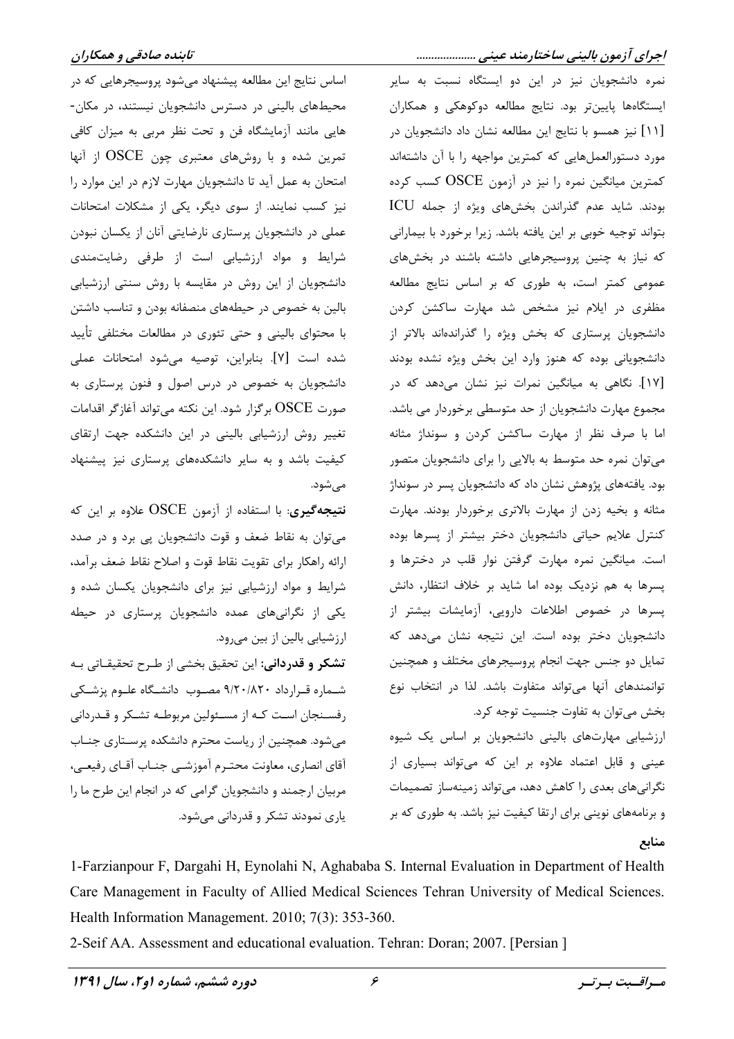نمره دانشجویان نیز در این دو ایستگاه نسبت به سایر ایستگاه‌ها پایین‌تر بود. نتایج مطالعه دوکوهکی و همکاران [۱۱] نیز همسو با نتایج این مطالعه نشان داد دانشجویان در مورد دستورالعمل‌هایی که کمترین مواجهه را با آن داشته‌اند کمترین میانگین نمره را نیز در آزمون OSCE کسب کرده بودند. شاید عدم گذراندن بخش‌های ویژه از جمله ICU بتواند توجیه خوبی بر این یافته باشد. زیرا برخورد با بیمارانی که نیاز به چنین پروسیجرهایی داشته باشند در بخش‌های عمومی کمتر است، به طوری که بر اساس نتایج مطالعه مظفری در ایلام نیز مشخص شد مهارت ساکشن کردن دانشجویان پرستاری که بخش ویژه را گذرانده‌اند بالاتر از دانشجویانی بوده که هنوز وارد این بخش ویژه نشده بودند [۱۷]. نگاهی به میانگین نمرات نیز نشان می‌دهد که در مجموع مهارت دانشجویان از حد متوسطی برخوردار می باشد. اما با صرف نظر از مهارت ساکشن کردن و سونداژ مثانه می‌توان نمره حد متوسط به بالایی را برای دانشجویان متصور بود. یافته‌های پژوهش نشان داد که دانشجویان پسر در سونداژ مثانه و بخیه زدن از مهارت بالاتری برخوردار بودند. مهارت کنترل علایم حیاتی دانشجویان دختر بیشتر از پسرها بوده است. میانگین نمره مهارت گرفتن نوار قلب در دخترها و پسرها به هم نزدیک بوده اما شاید بر خلاف انتظار، دانش پسرها در خصوص اطلاعات دارویی، آزمایشات بیشتر از دانشجویان دختر بوده است. این نتیجه نشان می‌دهد که تمایل دو جنس جهت انجام پروسیجرهای مختلف و همچنین توانمندهای آنها می‌تواند متفاوت باشد. لذا در انتخاب نوع بخش می‌توان به تفاوت جنسیت توجه کرد.

ارزشیابی مهارت‌های بالینی دانشجویان بر اساس یک شیوه عینی و قابل اعتماد علاوه بر این که می‌تواند بسیاری از نگرانی‌های بعدی را کاهش دهد، می‌تواند زمینه‌ساز تصمیمات و برنامه‌های نوینی برای ارتقا کیفیت نیز باشد. به طوری که بر اساس نتایج این مطالعه پیشنهاد می‌شود پروسیجرهایی که در محیط‌های بالینی در دسترس دانشجویان نیستند، در مکان‌هایی مانند آزمایشگاه فن و تحت نظر مربی به میزان کافی تمرین شده و با روش‌های معتبری چون OSCE از آنها امتحان به عمل آید تا دانشجویان مهارت لازم در این موارد را نیز کسب نمایند. از سوی دیگر، یکی از مشکلات امتحانات عملی در دانشجویان پرستاری نارضایتی آنان از یکسان نبودن شرایط و مواد ارزشیابی است از طرفی رضایت‌مندی دانشجویان از این روش در مقایسه با روش سنتی ارزشیابی بالین به خصوص در حیطه‌های منصفانه بودن و تناسب داشتن با محتوای بالینی و حتی تئوری در مطالعات مختلفی تأیید شده است [۷]. بنابراین، توصیه می‌شود امتحانات عملی دانشجویان به خصوص در درس اصول و فنون پرستاری به صورت OSCE برگزار شود. این نکته می‌تواند آغازگر اقدامات تغییر روش ارزشیابی بالینی در این دانشکده جهت ارتقای کیفیت باشد و به سایر دانشکده‌های پرستاری نیز پیشنهاد می‌شود.

**نتیجه‌گیری**: با استفاده از آزمون OSCE علاوه بر این که می‌توان به نقاط ضعف و قوت دانشجویان پی برد و در صدد ارائه راهکار برای تقویت نقاط قوت و اصلاح نقاط ضعف برآمد، شرایط و مواد ارزشیابی نیز برای دانشجویان یکسان شده و یکی از نگرانی‌های عمده دانشجویان پرستاری در حیطه ارزشیابی بالین از بین می‌رود.

**تشکر و قدردانی**: این تحقیق بخشی از طرح تحقیقاتی به شماره قرارداد ۹/۲۰/۸۲۰ مصوب دانشگاه علوم پزشکی رفسنجان است که از مسئولین مربوطه تشکر و قدردانی می‌شود. همچنین از ریاست محترم دانشکده پرستاری جناب آقای انصاری، معاونت محترم آموزشی جناب آقای رفیعی، مربیان ارجمند و دانشجویان گرامی که در انجام این طرح ما را یاری نمودند تشکر و قدردانی می‌شود.

## منابع

1-Farzianpour F, Dargahi H, Eynolahi N, Aghababa S. Internal Evaluation in Department of Health Care Management in Faculty of Allied Medical Sciences Tehran University of Medical Sciences. Health Information Management. 2010; 7(3): 353-360.

2-Seif AA. Assessment and educational evaluation. Tehran: Doran; 2007. [Persian ]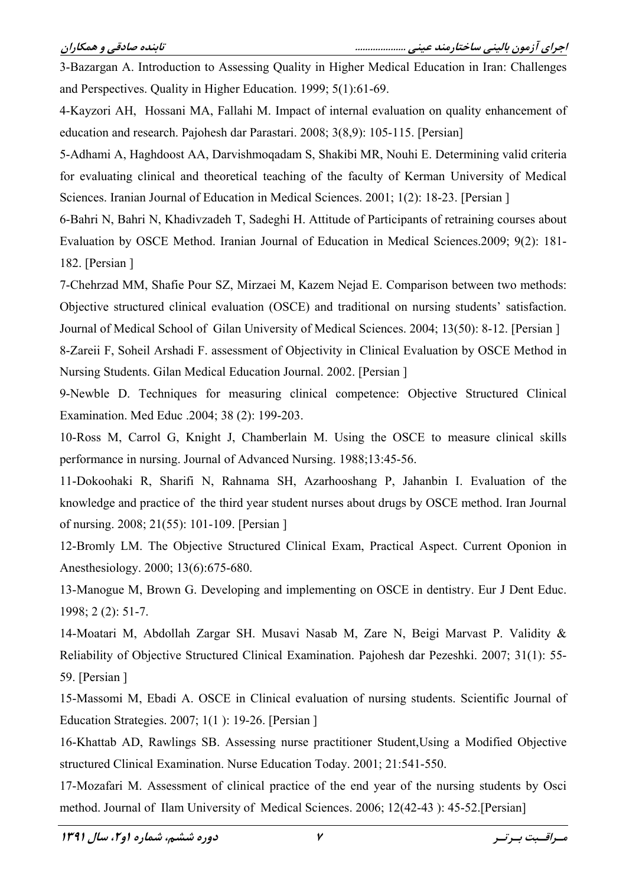3-Bazargan A. Introduction to Assessing Quality in Higher Medical Education in Iran: Challenges and Perspectives. Quality in Higher Education. 1999; 5(1):61-69.

4-Kayzori AH, Hossani MA, Fallahi M. Impact of internal evaluation on quality enhancement of education and research. Pajohesh dar Parastari. 2008; 3(8,9): 105-115. [Persian]

5-Adhami A, Haghdoost AA, Darvishmoqadam S, Shakibi MR, Nouhi E. Determining valid criteria for evaluating clinical and theoretical teaching of the faculty of Kerman University of Medical Sciences. Iranian Journal of Education in Medical Sciences. 2001; 1(2): 18-23. [Persian ]

6-Bahri N, Bahri N, Khadivzadeh T, Sadeghi H. Attitude of Participants of retraining courses about Evaluation by OSCE Method. Iranian Journal of Education in Medical Sciences.2009; 9(2): 181-182. [Persian ]

7-Chehrzad MM, Shafie Pour SZ, Mirzaei M, Kazem Nejad E. Comparison between two methods: Objective structured clinical evaluation (OSCE) and traditional on nursing students' satisfaction. Journal of Medical School of Gilan University of Medical Sciences. 2004; 13(50): 8-12. [Persian ]

8-Zareii F, Soheil Arshadi F. assessment of Objectivity in Clinical Evaluation by OSCE Method in Nursing Students. Gilan Medical Education Journal. 2002. [Persian ]

9-Newble D. Techniques for measuring clinical competence: Objective Structured Clinical Examination. Med Educ .2004; 38 (2): 199-203.

10-Ross M, Carrol G, Knight J, Chamberlain M. Using the OSCE to measure clinical skills performance in nursing. Journal of Advanced Nursing. 1988;13:45-56.

11-Dokoohaki R, Sharifi N, Rahnama SH, Azarhooshang P, Jahanbin I. Evaluation of the knowledge and practice of the third year student nurses about drugs by OSCE method. Iran Journal of nursing. 2008; 21(55): 101-109. [Persian ]

12-Bromly LM. The Objective Structured Clinical Exam, Practical Aspect. Current Oponion in Anesthesiology. 2000; 13(6):675-680.

13-Manogue M, Brown G. Developing and implementing on OSCE in dentistry. Eur J Dent Educ. 1998; 2 (2): 51-7.

14-Moatari M, Abdollah Zargar SH. Musavi Nasab M, Zare N, Beigi Marvast P. Validity & Reliability of Objective Structured Clinical Examination. Pajohesh dar Pezeshki. 2007; 31(1): 55-59. [Persian ]

15-Massomi M, Ebadi A. OSCE in Clinical evaluation of nursing students. Scientific Journal of Education Strategies. 2007; 1(1 ): 19-26. [Persian ]

16-Khattab AD, Rawlings SB. Assessing nurse practitioner Student,Using a Modified Objective structured Clinical Examination. Nurse Education Today. 2001; 21:541-550.

17-Mozafari M. Assessment of clinical practice of the end year of the nursing students by Osci method. Journal of Ilam University of Medical Sciences. 2006; 12(42-43 ): 45-52.[Persian]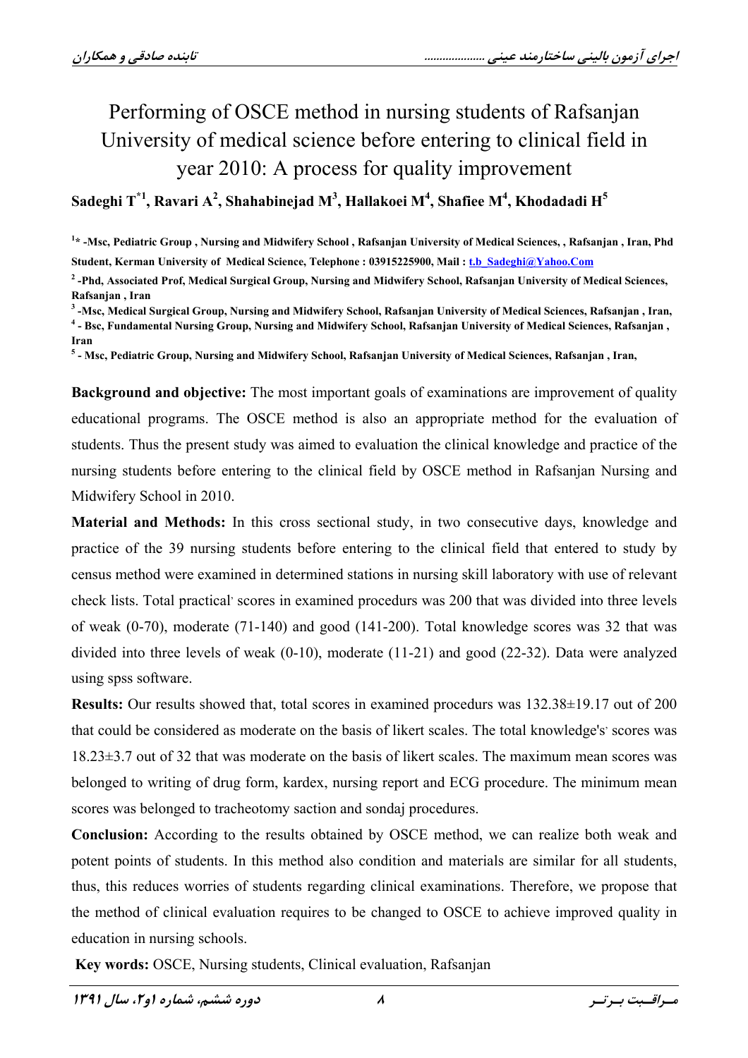# Performing of OSCE method in nursing students of Rafsanjan University of medical science before entering to clinical field in year 2010: A process for quality improvement

**Sadeghi T*[1], Ravari A[2], Shahabinejad M[3], Hallakoei M[4], Shafiee M[4], Khodadadi H[5]**

**[1]* -Msc, Pediatric Group , Nursing and Midwifery School , Rafsanjan University of Medical Sciences, , Rafsanjan , Iran, Phd Student, Kerman University of Medical Science, Telephone : 03915225900, Mail : t.b_Sadeghi@Yahoo.Com**

**[2] -Phd, Associated Prof, Medical Surgical Group, Nursing and Midwifery School, Rafsanjan University of Medical Sciences, Rafsanjan , Iran**

**[3] -Msc, Medical Surgical Group, Nursing and Midwifery School, Rafsanjan University of Medical Sciences, Rafsanjan , Iran,**

**[4] - Bsc, Fundamental Nursing Group, Nursing and Midwifery School, Rafsanjan University of Medical Sciences, Rafsanjan , Iran**

**[5] - Msc, Pediatric Group, Nursing and Midwifery School, Rafsanjan University of Medical Sciences, Rafsanjan , Iran,**

**Background and objective:** The most important goals of examinations are improvement of quality educational programs. The OSCE method is also an appropriate method for the evaluation of students. Thus the present study was aimed to evaluation the clinical knowledge and practice of the nursing students before entering to the clinical field by OSCE method in Rafsanjan Nursing and Midwifery School in 2010.

**Material and Methods:** In this cross sectional study, in two consecutive days, knowledge and practice of the 39 nursing students before entering to the clinical field that entered to study by census method were examined in determined stations in nursing skill laboratory with use of relevant check lists. Total practical' scores in examined procedurs was 200 that was divided into three levels of weak (0-70), moderate (71-140) and good (141-200). Total knowledge scores was 32 that was divided into three levels of weak (0-10), moderate (11-21) and good (22-32). Data were analyzed using spss software.

**Results:** Our results showed that, total scores in examined procedurs was 132.38±19.17 out of 200 that could be considered as moderate on the basis of likert scales. The total knowledge's' scores was 18.23±3.7 out of 32 that was moderate on the basis of likert scales. The maximum mean scores was belonged to writing of drug form, kardex, nursing report and ECG procedure. The minimum mean scores was belonged to tracheotomy saction and sondaj procedures.

**Conclusion:** According to the results obtained by OSCE method, we can realize both weak and potent points of students. In this method also condition and materials are similar for all students, thus, this reduces worries of students regarding clinical examinations. Therefore, we propose that the method of clinical evaluation requires to be changed to OSCE to achieve improved quality in education in nursing schools.

**Key words:** OSCE, Nursing students, Clinical evaluation, Rafsanjan